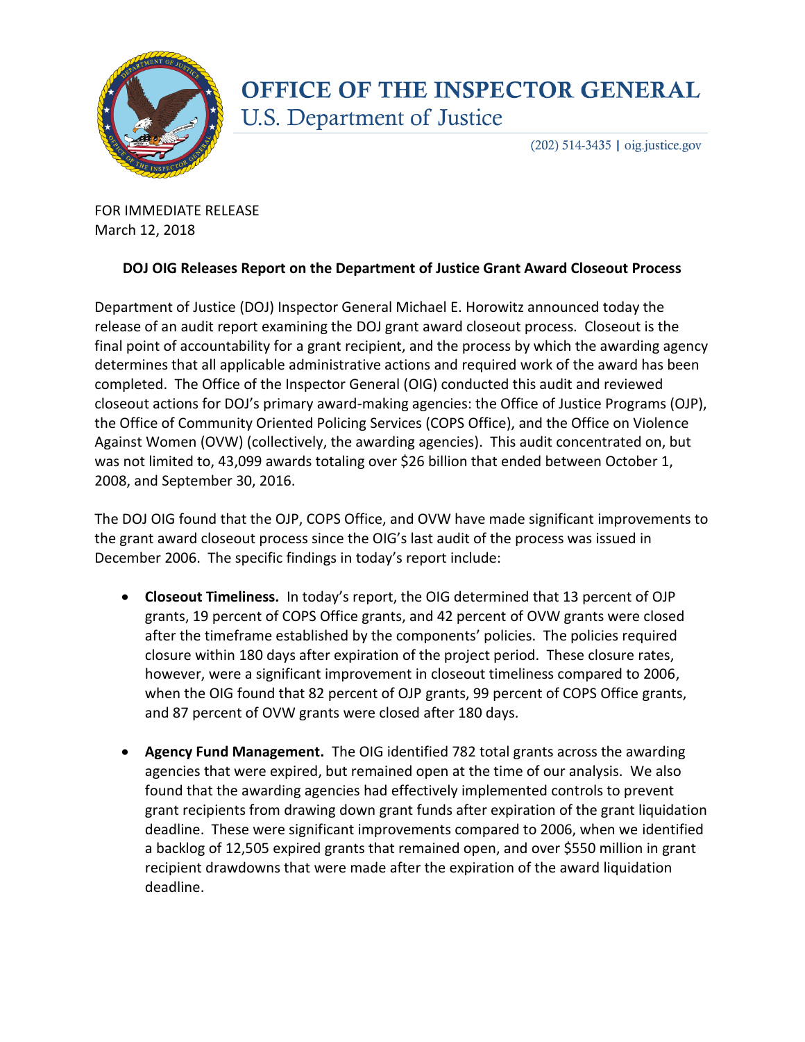# OFFICE OF THE INSPECTOR GENERAL

U.S. Department of Justice

(202) 514-3435 | oig.justice.gov

FOR IMMEDIATE RELEASE
March 12, 2018

**DOJ OIG Releases Report on the Department of Justice Grant Award Closeout Process**

Department of Justice (DOJ) Inspector General Michael E. Horowitz announced today the release of an audit report examining the DOJ grant award closeout process. Closeout is the final point of accountability for a grant recipient, and the process by which the awarding agency determines that all applicable administrative actions and required work of the award has been completed. The Office of the Inspector General (OIG) conducted this audit and reviewed closeout actions for DOJ's primary award-making agencies: the Office of Justice Programs (OJP), the Office of Community Oriented Policing Services (COPS Office), and the Office on Violence Against Women (OVW) (collectively, the awarding agencies). This audit concentrated on, but was not limited to, 43,099 awards totaling over $26 billion that ended between October 1, 2008, and September 30, 2016.

The DOJ OIG found that the OJP, COPS Office, and OVW have made significant improvements to the grant award closeout process since the OIG's last audit of the process was issued in December 2006. The specific findings in today's report include:

- **Closeout Timeliness.** In today's report, the OIG determined that 13 percent of OJP grants, 19 percent of COPS Office grants, and 42 percent of OVW grants were closed after the timeframe established by the components' policies. The policies required closure within 180 days after expiration of the project period. These closure rates, however, were a significant improvement in closeout timeliness compared to 2006, when the OIG found that 82 percent of OJP grants, 99 percent of COPS Office grants, and 87 percent of OVW grants were closed after 180 days.

- **Agency Fund Management.** The OIG identified 782 total grants across the awarding agencies that were expired, but remained open at the time of our analysis. We also found that the awarding agencies had effectively implemented controls to prevent grant recipients from drawing down grant funds after expiration of the grant liquidation deadline. These were significant improvements compared to 2006, when we identified a backlog of 12,505 expired grants that remained open, and over $550 million in grant recipient drawdowns that were made after the expiration of the award liquidation deadline.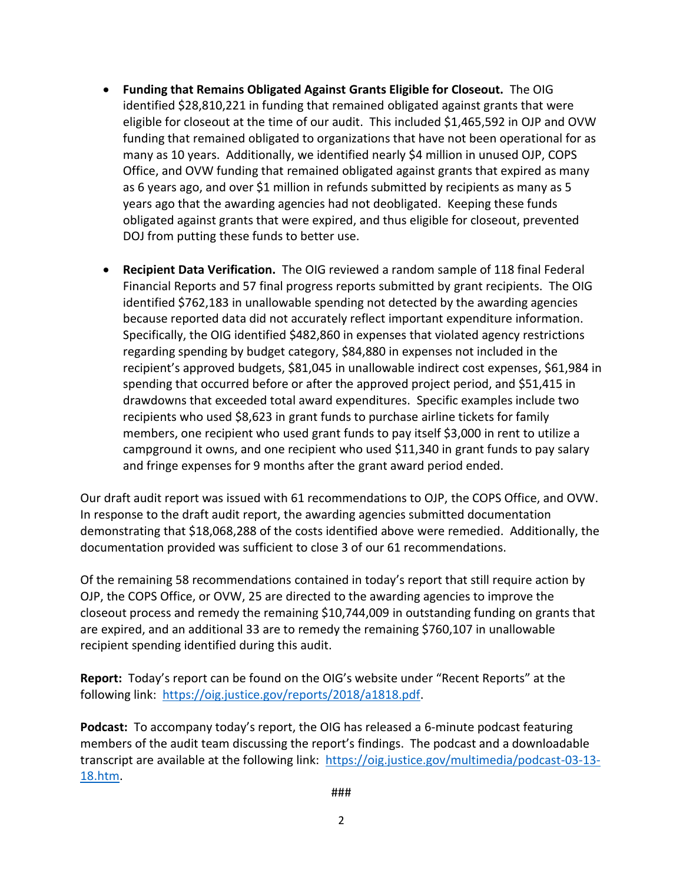- **Funding that Remains Obligated Against Grants Eligible for Closeout.** The OIG identified $28,810,221 in funding that remained obligated against grants that were eligible for closeout at the time of our audit. This included $1,465,592 in OJP and OVW funding that remained obligated to organizations that have not been operational for as many as 10 years. Additionally, we identified nearly $4 million in unused OJP, COPS Office, and OVW funding that remained obligated against grants that expired as many as 6 years ago, and over $1 million in refunds submitted by recipients as many as 5 years ago that the awarding agencies had not deobligated. Keeping these funds obligated against grants that were expired, and thus eligible for closeout, prevented DOJ from putting these funds to better use.

- **Recipient Data Verification.** The OIG reviewed a random sample of 118 final Federal Financial Reports and 57 final progress reports submitted by grant recipients. The OIG identified $762,183 in unallowable spending not detected by the awarding agencies because reported data did not accurately reflect important expenditure information. Specifically, the OIG identified $482,860 in expenses that violated agency restrictions regarding spending by budget category, $84,880 in expenses not included in the recipient's approved budgets, $81,045 in unallowable indirect cost expenses, $61,984 in spending that occurred before or after the approved project period, and $51,415 in drawdowns that exceeded total award expenditures. Specific examples include two recipients who used $8,623 in grant funds to purchase airline tickets for family members, one recipient who used grant funds to pay itself $3,000 in rent to utilize a campground it owns, and one recipient who used $11,340 in grant funds to pay salary and fringe expenses for 9 months after the grant award period ended.

Our draft audit report was issued with 61 recommendations to OJP, the COPS Office, and OVW. In response to the draft audit report, the awarding agencies submitted documentation demonstrating that $18,068,288 of the costs identified above were remedied. Additionally, the documentation provided was sufficient to close 3 of our 61 recommendations.

Of the remaining 58 recommendations contained in today's report that still require action by OJP, the COPS Office, or OVW, 25 are directed to the awarding agencies to improve the closeout process and remedy the remaining $10,744,009 in outstanding funding on grants that are expired, and an additional 33 are to remedy the remaining $760,107 in unallowable recipient spending identified during this audit.

**Report:** Today's report can be found on the OIG's website under "Recent Reports" at the following link: https://oig.justice.gov/reports/2018/a1818.pdf.

**Podcast:** To accompany today's report, the OIG has released a 6-minute podcast featuring members of the audit team discussing the report's findings. The podcast and a downloadable transcript are available at the following link: https://oig.justice.gov/multimedia/podcast-03-13-18.htm.

###